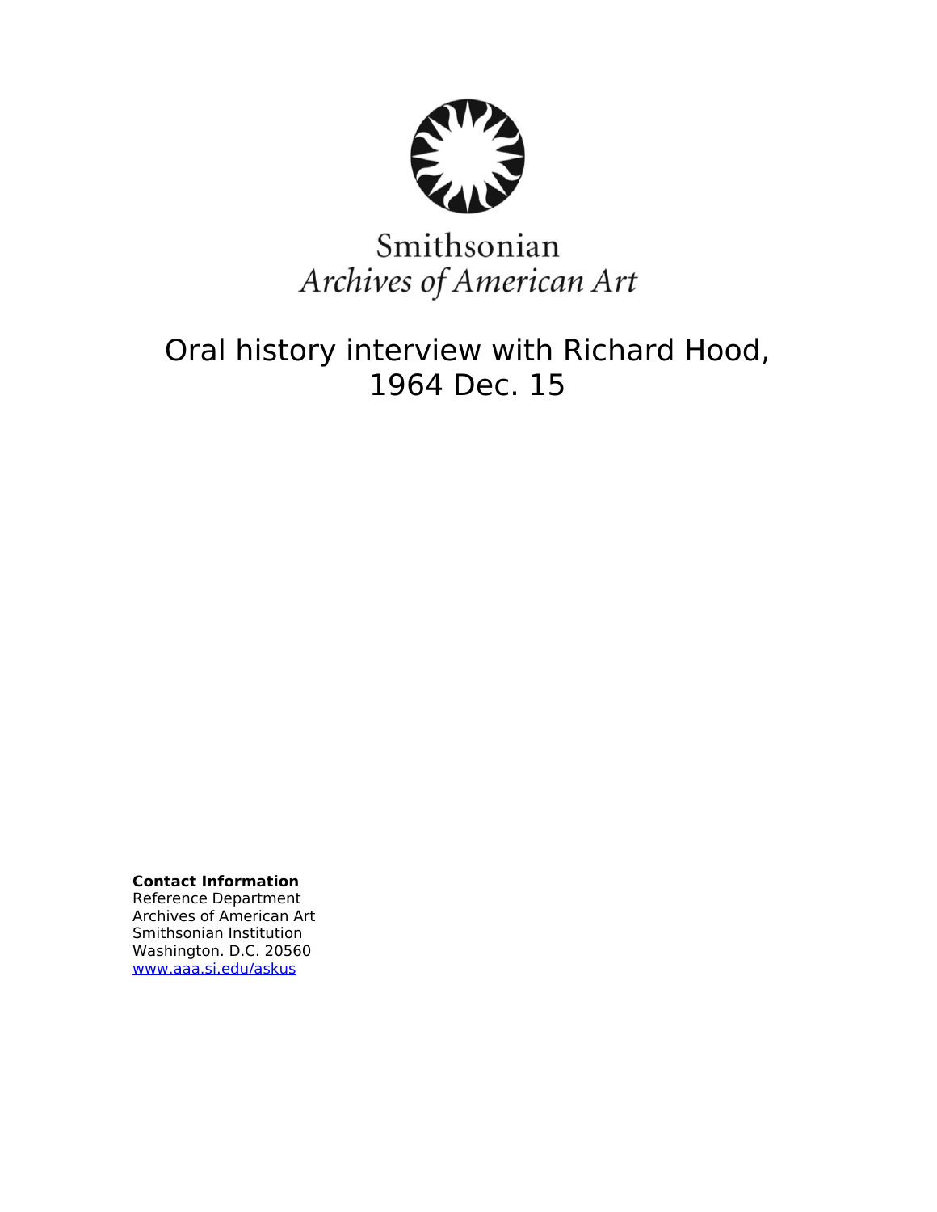Smithsonian
*Archives of American Art*

# Oral history interview with Richard Hood, 1964 Dec. 15

**Contact Information**
Reference Department
Archives of American Art
Smithsonian Institution
Washington. D.C. 20560
www.aaa.si.edu/askus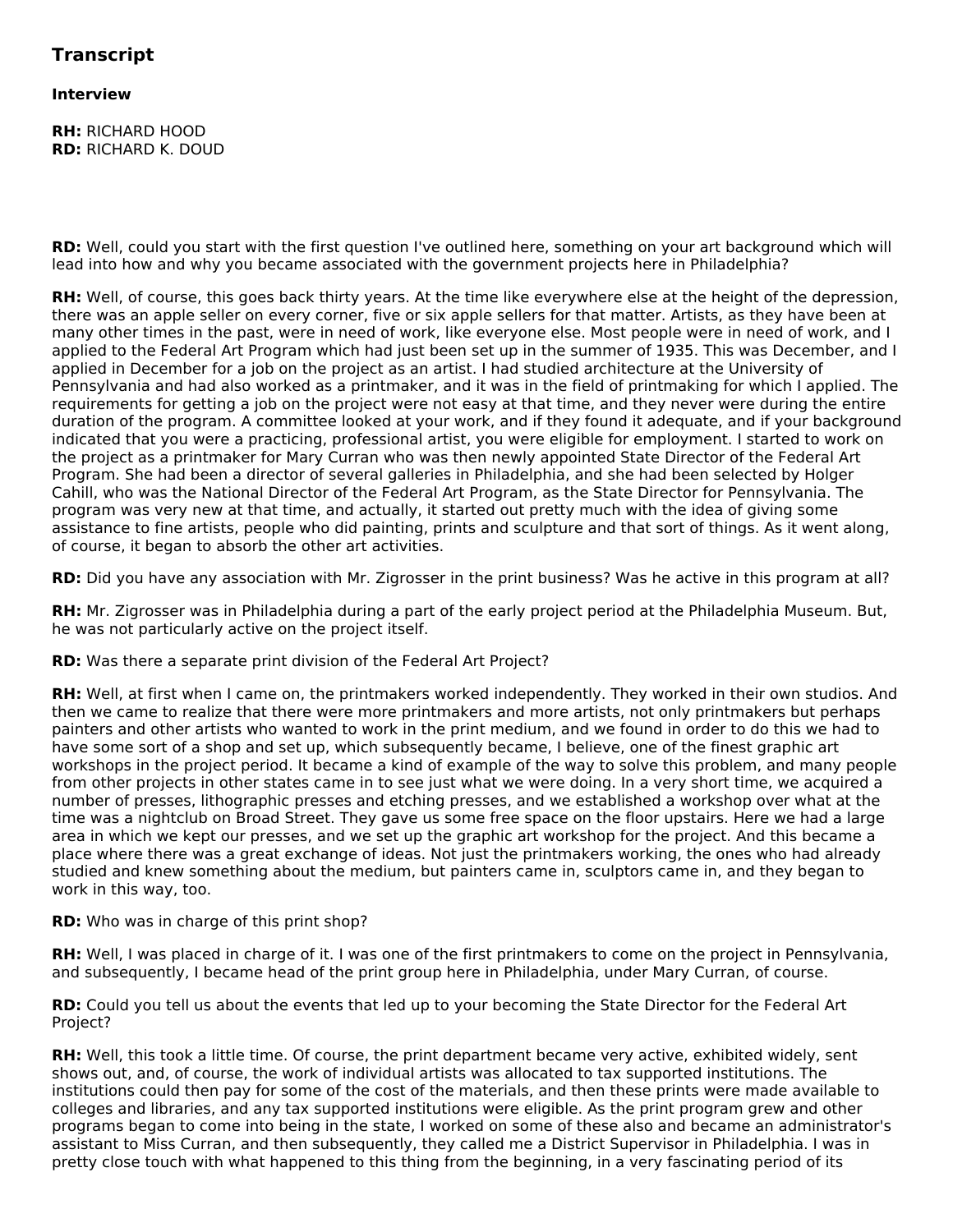## Transcript

### Interview

**RH:** RICHARD HOOD
**RD:** RICHARD K. DOUD

**RD:** Well, could you start with the first question I've outlined here, something on your art background which will lead into how and why you became associated with the government projects here in Philadelphia?

**RH:** Well, of course, this goes back thirty years. At the time like everywhere else at the height of the depression, there was an apple seller on every corner, five or six apple sellers for that matter. Artists, as they have been at many other times in the past, were in need of work, like everyone else. Most people were in need of work, and I applied to the Federal Art Program which had just been set up in the summer of 1935. This was December, and I applied in December for a job on the project as an artist. I had studied architecture at the University of Pennsylvania and had also worked as a printmaker, and it was in the field of printmaking for which I applied. The requirements for getting a job on the project were not easy at that time, and they never were during the entire duration of the program. A committee looked at your work, and if they found it adequate, and if your background indicated that you were a practicing, professional artist, you were eligible for employment. I started to work on the project as a printmaker for Mary Curran who was then newly appointed State Director of the Federal Art Program. She had been a director of several galleries in Philadelphia, and she had been selected by Holger Cahill, who was the National Director of the Federal Art Program, as the State Director for Pennsylvania. The program was very new at that time, and actually, it started out pretty much with the idea of giving some assistance to fine artists, people who did painting, prints and sculpture and that sort of things. As it went along, of course, it began to absorb the other art activities.

**RD:** Did you have any association with Mr. Zigrosser in the print business? Was he active in this program at all?

**RH:** Mr. Zigrosser was in Philadelphia during a part of the early project period at the Philadelphia Museum. But, he was not particularly active on the project itself.

**RD:** Was there a separate print division of the Federal Art Project?

**RH:** Well, at first when I came on, the printmakers worked independently. They worked in their own studios. And then we came to realize that there were more printmakers and more artists, not only printmakers but perhaps painters and other artists who wanted to work in the print medium, and we found in order to do this we had to have some sort of a shop and set up, which subsequently became, I believe, one of the finest graphic art workshops in the project period. It became a kind of example of the way to solve this problem, and many people from other projects in other states came in to see just what we were doing. In a very short time, we acquired a number of presses, lithographic presses and etching presses, and we established a workshop over what at the time was a nightclub on Broad Street. They gave us some free space on the floor upstairs. Here we had a large area in which we kept our presses, and we set up the graphic art workshop for the project. And this became a place where there was a great exchange of ideas. Not just the printmakers working, the ones who had already studied and knew something about the medium, but painters came in, sculptors came in, and they began to work in this way, too.

**RD:** Who was in charge of this print shop?

**RH:** Well, I was placed in charge of it. I was one of the first printmakers to come on the project in Pennsylvania, and subsequently, I became head of the print group here in Philadelphia, under Mary Curran, of course.

**RD:** Could you tell us about the events that led up to your becoming the State Director for the Federal Art Project?

**RH:** Well, this took a little time. Of course, the print department became very active, exhibited widely, sent shows out, and, of course, the work of individual artists was allocated to tax supported institutions. The institutions could then pay for some of the cost of the materials, and then these prints were made available to colleges and libraries, and any tax supported institutions were eligible. As the print program grew and other programs began to come into being in the state, I worked on some of these also and became an administrator's assistant to Miss Curran, and then subsequently, they called me a District Supervisor in Philadelphia. I was in pretty close touch with what happened to this thing from the beginning, in a very fascinating period of its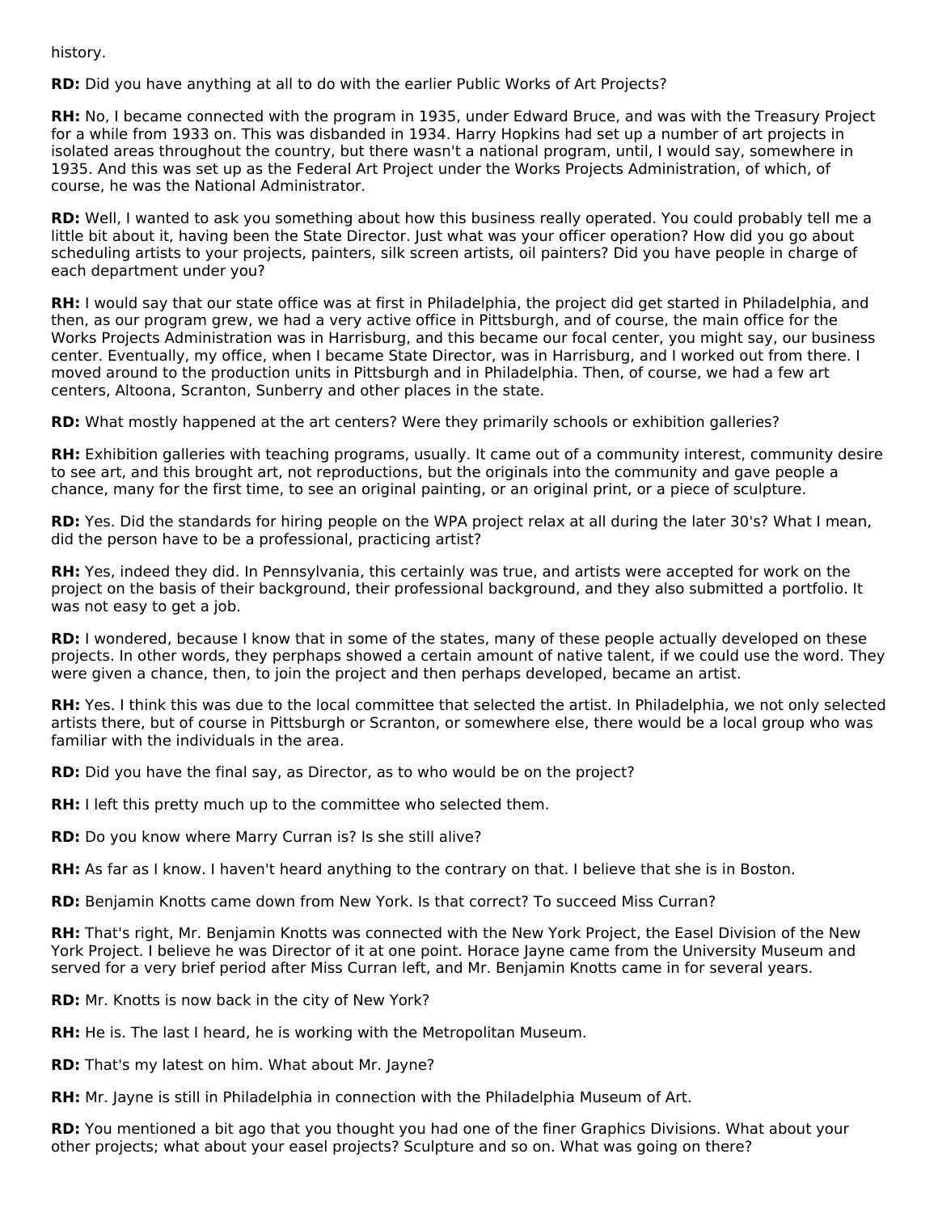history.

**RD:** Did you have anything at all to do with the earlier Public Works of Art Projects?

**RH:** No, I became connected with the program in 1935, under Edward Bruce, and was with the Treasury Project for a while from 1933 on. This was disbanded in 1934. Harry Hopkins had set up a number of art projects in isolated areas throughout the country, but there wasn't a national program, until, I would say, somewhere in 1935. And this was set up as the Federal Art Project under the Works Projects Administration, of which, of course, he was the National Administrator.

**RD:** Well, I wanted to ask you something about how this business really operated. You could probably tell me a little bit about it, having been the State Director. Just what was your officer operation? How did you go about scheduling artists to your projects, painters, silk screen artists, oil painters? Did you have people in charge of each department under you?

**RH:** I would say that our state office was at first in Philadelphia, the project did get started in Philadelphia, and then, as our program grew, we had a very active office in Pittsburgh, and of course, the main office for the Works Projects Administration was in Harrisburg, and this became our focal center, you might say, our business center. Eventually, my office, when I became State Director, was in Harrisburg, and I worked out from there. I moved around to the production units in Pittsburgh and in Philadelphia. Then, of course, we had a few art centers, Altoona, Scranton, Sunberry and other places in the state.

**RD:** What mostly happened at the art centers? Were they primarily schools or exhibition galleries?

**RH:** Exhibition galleries with teaching programs, usually. It came out of a community interest, community desire to see art, and this brought art, not reproductions, but the originals into the community and gave people a chance, many for the first time, to see an original painting, or an original print, or a piece of sculpture.

**RD:** Yes. Did the standards for hiring people on the WPA project relax at all during the later 30's? What I mean, did the person have to be a professional, practicing artist?

**RH:** Yes, indeed they did. In Pennsylvania, this certainly was true, and artists were accepted for work on the project on the basis of their background, their professional background, and they also submitted a portfolio. It was not easy to get a job.

**RD:** I wondered, because I know that in some of the states, many of these people actually developed on these projects. In other words, they perphaps showed a certain amount of native talent, if we could use the word. They were given a chance, then, to join the project and then perhaps developed, became an artist.

**RH:** Yes. I think this was due to the local committee that selected the artist. In Philadelphia, we not only selected artists there, but of course in Pittsburgh or Scranton, or somewhere else, there would be a local group who was familiar with the individuals in the area.

**RD:** Did you have the final say, as Director, as to who would be on the project?

**RH:** I left this pretty much up to the committee who selected them.

**RD:** Do you know where Marry Curran is? Is she still alive?

**RH:** As far as I know. I haven't heard anything to the contrary on that. I believe that she is in Boston.

**RD:** Benjamin Knotts came down from New York. Is that correct? To succeed Miss Curran?

**RH:** That's right, Mr. Benjamin Knotts was connected with the New York Project, the Easel Division of the New York Project. I believe he was Director of it at one point. Horace Jayne came from the University Museum and served for a very brief period after Miss Curran left, and Mr. Benjamin Knotts came in for several years.

**RD:** Mr. Knotts is now back in the city of New York?

**RH:** He is. The last I heard, he is working with the Metropolitan Museum.

**RD:** That's my latest on him. What about Mr. Jayne?

**RH:** Mr. Jayne is still in Philadelphia in connection with the Philadelphia Museum of Art.

**RD:** You mentioned a bit ago that you thought you had one of the finer Graphics Divisions. What about your other projects; what about your easel projects? Sculpture and so on. What was going on there?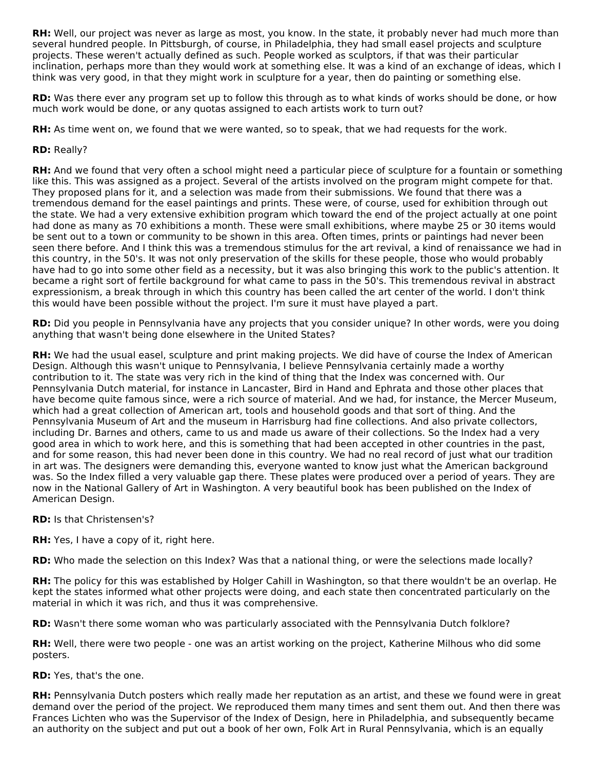**RH:** Well, our project was never as large as most, you know. In the state, it probably never had much more than several hundred people. In Pittsburgh, of course, in Philadelphia, they had small easel projects and sculpture projects. These weren't actually defined as such. People worked as sculptors, if that was their particular inclination, perhaps more than they would work at something else. It was a kind of an exchange of ideas, which I think was very good, in that they might work in sculpture for a year, then do painting or something else.

**RD:** Was there ever any program set up to follow this through as to what kinds of works should be done, or how much work would be done, or any quotas assigned to each artists work to turn out?

**RH:** As time went on, we found that we were wanted, so to speak, that we had requests for the work.

**RD:** Really?

**RH:** And we found that very often a school might need a particular piece of sculpture for a fountain or something like this. This was assigned as a project. Several of the artists involved on the program might compete for that. They proposed plans for it, and a selection was made from their submissions. We found that there was a tremendous demand for the easel paintings and prints. These were, of course, used for exhibition through out the state. We had a very extensive exhibition program which toward the end of the project actually at one point had done as many as 70 exhibitions a month. These were small exhibitions, where maybe 25 or 30 items would be sent out to a town or community to be shown in this area. Often times, prints or paintings had never been seen there before. And I think this was a tremendous stimulus for the art revival, a kind of renaissance we had in this country, in the 50's. It was not only preservation of the skills for these people, those who would probably have had to go into some other field as a necessity, but it was also bringing this work to the public's attention. It became a right sort of fertile background for what came to pass in the 50's. This tremendous revival in abstract expressionism, a break through in which this country has been called the art center of the world. I don't think this would have been possible without the project. I'm sure it must have played a part.

**RD:** Did you people in Pennsylvania have any projects that you consider unique? In other words, were you doing anything that wasn't being done elsewhere in the United States?

**RH:** We had the usual easel, sculpture and print making projects. We did have of course the Index of American Design. Although this wasn't unique to Pennsylvania, I believe Pennsylvania certainly made a worthy contribution to it. The state was very rich in the kind of thing that the Index was concerned with. Our Pennsylvania Dutch material, for instance in Lancaster, Bird in Hand and Ephrata and those other places that have become quite famous since, were a rich source of material. And we had, for instance, the Mercer Museum, which had a great collection of American art, tools and household goods and that sort of thing. And the Pennsylvania Museum of Art and the museum in Harrisburg had fine collections. And also private collectors, including Dr. Barnes and others, came to us and made us aware of their collections. So the Index had a very good area in which to work here, and this is something that had been accepted in other countries in the past, and for some reason, this had never been done in this country. We had no real record of just what our tradition in art was. The designers were demanding this, everyone wanted to know just what the American background was. So the Index filled a very valuable gap there. These plates were produced over a period of years. They are now in the National Gallery of Art in Washington. A very beautiful book has been published on the Index of American Design.

**RD:** Is that Christensen's?

**RH:** Yes, I have a copy of it, right here.

**RD:** Who made the selection on this Index? Was that a national thing, or were the selections made locally?

**RH:** The policy for this was established by Holger Cahill in Washington, so that there wouldn't be an overlap. He kept the states informed what other projects were doing, and each state then concentrated particularly on the material in which it was rich, and thus it was comprehensive.

**RD:** Wasn't there some woman who was particularly associated with the Pennsylvania Dutch folklore?

**RH:** Well, there were two people - one was an artist working on the project, Katherine Milhous who did some posters.

**RD:** Yes, that's the one.

**RH:** Pennsylvania Dutch posters which really made her reputation as an artist, and these we found were in great demand over the period of the project. We reproduced them many times and sent them out. And then there was Frances Lichten who was the Supervisor of the Index of Design, here in Philadelphia, and subsequently became an authority on the subject and put out a book of her own, Folk Art in Rural Pennsylvania, which is an equally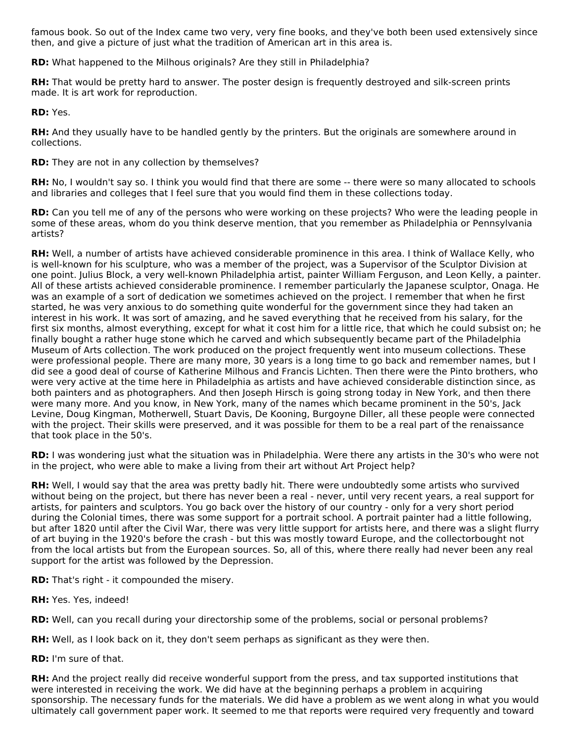famous book. So out of the Index came two very, very fine books, and they've both been used extensively since then, and give a picture of just what the tradition of American art in this area is.

**RD:** What happened to the Milhous originals? Are they still in Philadelphia?

**RH:** That would be pretty hard to answer. The poster design is frequently destroyed and silk-screen prints made. It is art work for reproduction.

**RD:** Yes.

**RH:** And they usually have to be handled gently by the printers. But the originals are somewhere around in collections.

**RD:** They are not in any collection by themselves?

**RH:** No, I wouldn't say so. I think you would find that there are some -- there were so many allocated to schools and libraries and colleges that I feel sure that you would find them in these collections today.

**RD:** Can you tell me of any of the persons who were working on these projects? Who were the leading people in some of these areas, whom do you think deserve mention, that you remember as Philadelphia or Pennsylvania artists?

**RH:** Well, a number of artists have achieved considerable prominence in this area. I think of Wallace Kelly, who is well-known for his sculpture, who was a member of the project, was a Supervisor of the Sculptor Division at one point. Julius Block, a very well-known Philadelphia artist, painter William Ferguson, and Leon Kelly, a painter. All of these artists achieved considerable prominence. I remember particularly the Japanese sculptor, Onaga. He was an example of a sort of dedication we sometimes achieved on the project. I remember that when he first started, he was very anxious to do something quite wonderful for the government since they had taken an interest in his work. It was sort of amazing, and he saved everything that he received from his salary, for the first six months, almost everything, except for what it cost him for a little rice, that which he could subsist on; he finally bought a rather huge stone which he carved and which subsequently became part of the Philadelphia Museum of Arts collection. The work produced on the project frequently went into museum collections. These were professional people. There are many more, 30 years is a long time to go back and remember names, but I did see a good deal of course of Katherine Milhous and Francis Lichten. Then there were the Pinto brothers, who were very active at the time here in Philadelphia as artists and have achieved considerable distinction since, as both painters and as photographers. And then Joseph Hirsch is going strong today in New York, and then there were many more. And you know, in New York, many of the names which became prominent in the 50's, Jack Levine, Doug Kingman, Motherwell, Stuart Davis, De Kooning, Burgoyne Diller, all these people were connected with the project. Their skills were preserved, and it was possible for them to be a real part of the renaissance that took place in the 50's.

**RD:** I was wondering just what the situation was in Philadelphia. Were there any artists in the 30's who were not in the project, who were able to make a living from their art without Art Project help?

**RH:** Well, I would say that the area was pretty badly hit. There were undoubtedly some artists who survived without being on the project, but there has never been a real - never, until very recent years, a real support for artists, for painters and sculptors. You go back over the history of our country - only for a very short period during the Colonial times, there was some support for a portrait school. A portrait painter had a little following, but after 1820 until after the Civil War, there was very little support for artists here, and there was a slight flurry of art buying in the 1920's before the crash - but this was mostly toward Europe, and the collectorbought not from the local artists but from the European sources. So, all of this, where there really had never been any real support for the artist was followed by the Depression.

**RD:** That's right - it compounded the misery.

**RH:** Yes. Yes, indeed!

**RD:** Well, can you recall during your directorship some of the problems, social or personal problems?

**RH:** Well, as I look back on it, they don't seem perhaps as significant as they were then.

**RD:** I'm sure of that.

**RH:** And the project really did receive wonderful support from the press, and tax supported institutions that were interested in receiving the work. We did have at the beginning perhaps a problem in acquiring sponsorship. The necessary funds for the materials. We did have a problem as we went along in what you would ultimately call government paper work. It seemed to me that reports were required very frequently and toward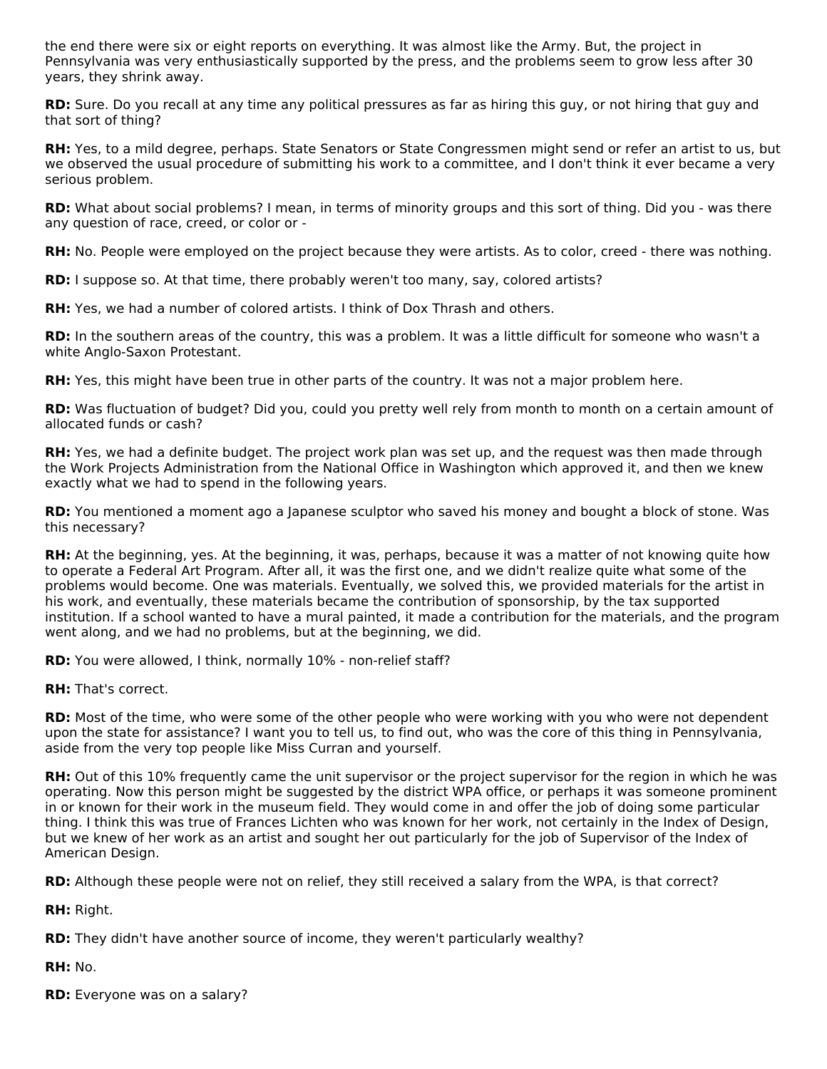the end there were six or eight reports on everything. It was almost like the Army. But, the project in Pennsylvania was very enthusiastically supported by the press, and the problems seem to grow less after 30 years, they shrink away.

**RD:** Sure. Do you recall at any time any political pressures as far as hiring this guy, or not hiring that guy and that sort of thing?

**RH:** Yes, to a mild degree, perhaps. State Senators or State Congressmen might send or refer an artist to us, but we observed the usual procedure of submitting his work to a committee, and I don't think it ever became a very serious problem.

**RD:** What about social problems? I mean, in terms of minority groups and this sort of thing. Did you - was there any question of race, creed, or color or -

**RH:** No. People were employed on the project because they were artists. As to color, creed - there was nothing.

**RD:** I suppose so. At that time, there probably weren't too many, say, colored artists?

**RH:** Yes, we had a number of colored artists. I think of Dox Thrash and others.

**RD:** In the southern areas of the country, this was a problem. It was a little difficult for someone who wasn't a white Anglo-Saxon Protestant.

**RH:** Yes, this might have been true in other parts of the country. It was not a major problem here.

**RD:** Was fluctuation of budget? Did you, could you pretty well rely from month to month on a certain amount of allocated funds or cash?

**RH:** Yes, we had a definite budget. The project work plan was set up, and the request was then made through the Work Projects Administration from the National Office in Washington which approved it, and then we knew exactly what we had to spend in the following years.

**RD:** You mentioned a moment ago a Japanese sculptor who saved his money and bought a block of stone. Was this necessary?

**RH:** At the beginning, yes. At the beginning, it was, perhaps, because it was a matter of not knowing quite how to operate a Federal Art Program. After all, it was the first one, and we didn't realize quite what some of the problems would become. One was materials. Eventually, we solved this, we provided materials for the artist in his work, and eventually, these materials became the contribution of sponsorship, by the tax supported institution. If a school wanted to have a mural painted, it made a contribution for the materials, and the program went along, and we had no problems, but at the beginning, we did.

**RD:** You were allowed, I think, normally 10% - non-relief staff?

**RH:** That's correct.

**RD:** Most of the time, who were some of the other people who were working with you who were not dependent upon the state for assistance? I want you to tell us, to find out, who was the core of this thing in Pennsylvania, aside from the very top people like Miss Curran and yourself.

**RH:** Out of this 10% frequently came the unit supervisor or the project supervisor for the region in which he was operating. Now this person might be suggested by the district WPA office, or perhaps it was someone prominent in or known for their work in the museum field. They would come in and offer the job of doing some particular thing. I think this was true of Frances Lichten who was known for her work, not certainly in the Index of Design, but we knew of her work as an artist and sought her out particularly for the job of Supervisor of the Index of American Design.

**RD:** Although these people were not on relief, they still received a salary from the WPA, is that correct?

**RH:** Right.

**RD:** They didn't have another source of income, they weren't particularly wealthy?

**RH:** No.

**RD:** Everyone was on a salary?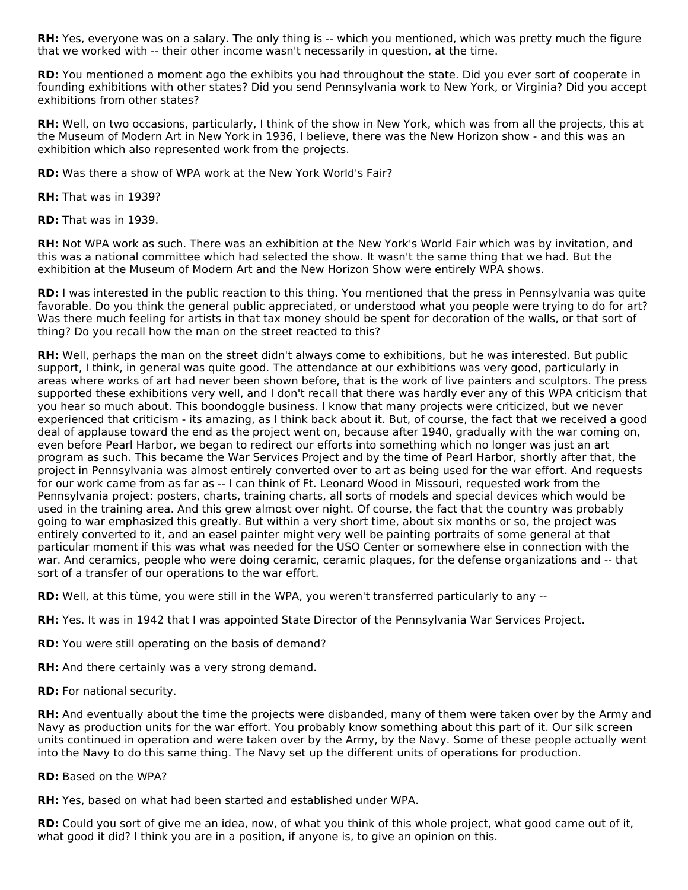**RH:** Yes, everyone was on a salary. The only thing is -- which you mentioned, which was pretty much the figure that we worked with -- their other income wasn't necessarily in question, at the time.

**RD:** You mentioned a moment ago the exhibits you had throughout the state. Did you ever sort of cooperate in founding exhibitions with other states? Did you send Pennsylvania work to New York, or Virginia? Did you accept exhibitions from other states?

**RH:** Well, on two occasions, particularly, I think of the show in New York, which was from all the projects, this at the Museum of Modern Art in New York in 1936, I believe, there was the New Horizon show - and this was an exhibition which also represented work from the projects.

**RD:** Was there a show of WPA work at the New York World's Fair?

**RH:** That was in 1939?

**RD:** That was in 1939.

**RH:** Not WPA work as such. There was an exhibition at the New York's World Fair which was by invitation, and this was a national committee which had selected the show. It wasn't the same thing that we had. But the exhibition at the Museum of Modern Art and the New Horizon Show were entirely WPA shows.

**RD:** I was interested in the public reaction to this thing. You mentioned that the press in Pennsylvania was quite favorable. Do you think the general public appreciated, or understood what you people were trying to do for art? Was there much feeling for artists in that tax money should be spent for decoration of the walls, or that sort of thing? Do you recall how the man on the street reacted to this?

**RH:** Well, perhaps the man on the street didn't always come to exhibitions, but he was interested. But public support, I think, in general was quite good. The attendance at our exhibitions was very good, particularly in areas where works of art had never been shown before, that is the work of live painters and sculptors. The press supported these exhibitions very well, and I don't recall that there was hardly ever any of this WPA criticism that you hear so much about. This boondoggle business. I know that many projects were criticized, but we never experienced that criticism - its amazing, as I think back about it. But, of course, the fact that we received a good deal of applause toward the end as the project went on, because after 1940, gradually with the war coming on, even before Pearl Harbor, we began to redirect our efforts into something which no longer was just an art program as such. This became the War Services Project and by the time of Pearl Harbor, shortly after that, the project in Pennsylvania was almost entirely converted over to art as being used for the war effort. And requests for our work came from as far as -- I can think of Ft. Leonard Wood in Missouri, requested work from the Pennsylvania project: posters, charts, training charts, all sorts of models and special devices which would be used in the training area. And this grew almost over night. Of course, the fact that the country was probably going to war emphasized this greatly. But within a very short time, about six months or so, the project was entirely converted to it, and an easel painter might very well be painting portraits of some general at that particular moment if this was what was needed for the USO Center or somewhere else in connection with the war. And ceramics, people who were doing ceramic, ceramic plaques, for the defense organizations and -- that sort of a transfer of our operations to the war effort.

**RD:** Well, at this tùme, you were still in the WPA, you weren't transferred particularly to any --

**RH:** Yes. It was in 1942 that I was appointed State Director of the Pennsylvania War Services Project.

**RD:** You were still operating on the basis of demand?

**RH:** And there certainly was a very strong demand.

**RD:** For national security.

**RH:** And eventually about the time the projects were disbanded, many of them were taken over by the Army and Navy as production units for the war effort. You probably know something about this part of it. Our silk screen units continued in operation and were taken over by the Army, by the Navy. Some of these people actually went into the Navy to do this same thing. The Navy set up the different units of operations for production.

**RD:** Based on the WPA?

**RH:** Yes, based on what had been started and established under WPA.

**RD:** Could you sort of give me an idea, now, of what you think of this whole project, what good came out of it, what good it did? I think you are in a position, if anyone is, to give an opinion on this.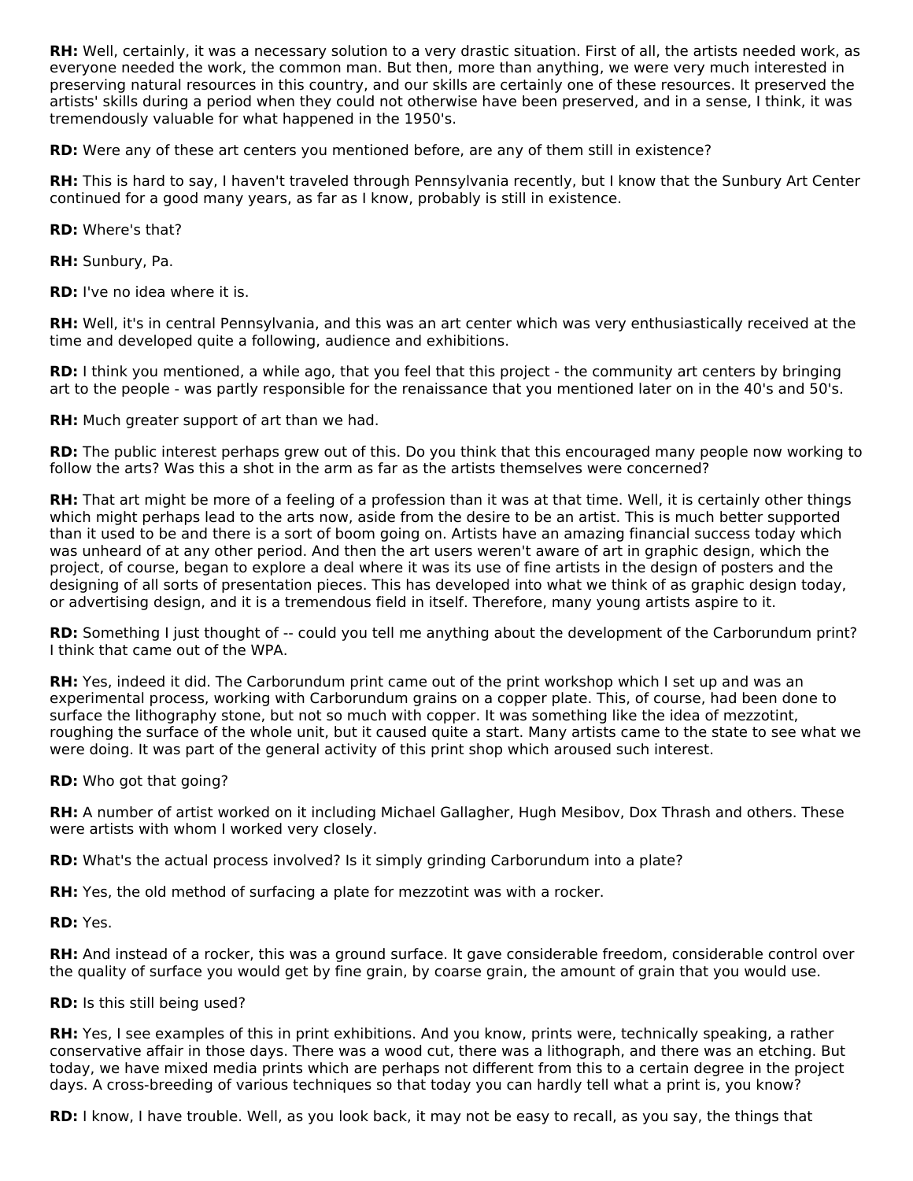**RH:** Well, certainly, it was a necessary solution to a very drastic situation. First of all, the artists needed work, as everyone needed the work, the common man. But then, more than anything, we were very much interested in preserving natural resources in this country, and our skills are certainly one of these resources. It preserved the artists' skills during a period when they could not otherwise have been preserved, and in a sense, I think, it was tremendously valuable for what happened in the 1950's.

**RD:** Were any of these art centers you mentioned before, are any of them still in existence?

**RH:** This is hard to say, I haven't traveled through Pennsylvania recently, but I know that the Sunbury Art Center continued for a good many years, as far as I know, probably is still in existence.

**RD:** Where's that?

**RH:** Sunbury, Pa.

**RD:** I've no idea where it is.

**RH:** Well, it's in central Pennsylvania, and this was an art center which was very enthusiastically received at the time and developed quite a following, audience and exhibitions.

**RD:** I think you mentioned, a while ago, that you feel that this project - the community art centers by bringing art to the people - was partly responsible for the renaissance that you mentioned later on in the 40's and 50's.

**RH:** Much greater support of art than we had.

**RD:** The public interest perhaps grew out of this. Do you think that this encouraged many people now working to follow the arts? Was this a shot in the arm as far as the artists themselves were concerned?

**RH:** That art might be more of a feeling of a profession than it was at that time. Well, it is certainly other things which might perhaps lead to the arts now, aside from the desire to be an artist. This is much better supported than it used to be and there is a sort of boom going on. Artists have an amazing financial success today which was unheard of at any other period. And then the art users weren't aware of art in graphic design, which the project, of course, began to explore a deal where it was its use of fine artists in the design of posters and the designing of all sorts of presentation pieces. This has developed into what we think of as graphic design today, or advertising design, and it is a tremendous field in itself. Therefore, many young artists aspire to it.

**RD:** Something I just thought of -- could you tell me anything about the development of the Carborundum print? I think that came out of the WPA.

**RH:** Yes, indeed it did. The Carborundum print came out of the print workshop which I set up and was an experimental process, working with Carborundum grains on a copper plate. This, of course, had been done to surface the lithography stone, but not so much with copper. It was something like the idea of mezzotint, roughing the surface of the whole unit, but it caused quite a start. Many artists came to the state to see what we were doing. It was part of the general activity of this print shop which aroused such interest.

**RD:** Who got that going?

**RH:** A number of artist worked on it including Michael Gallagher, Hugh Mesibov, Dox Thrash and others. These were artists with whom I worked very closely.

**RD:** What's the actual process involved? Is it simply grinding Carborundum into a plate?

**RH:** Yes, the old method of surfacing a plate for mezzotint was with a rocker.

**RD:** Yes.

**RH:** And instead of a rocker, this was a ground surface. It gave considerable freedom, considerable control over the quality of surface you would get by fine grain, by coarse grain, the amount of grain that you would use.

**RD:** Is this still being used?

**RH:** Yes, I see examples of this in print exhibitions. And you know, prints were, technically speaking, a rather conservative affair in those days. There was a wood cut, there was a lithograph, and there was an etching. But today, we have mixed media prints which are perhaps not different from this to a certain degree in the project days. A cross-breeding of various techniques so that today you can hardly tell what a print is, you know?

**RD:** I know, I have trouble. Well, as you look back, it may not be easy to recall, as you say, the things that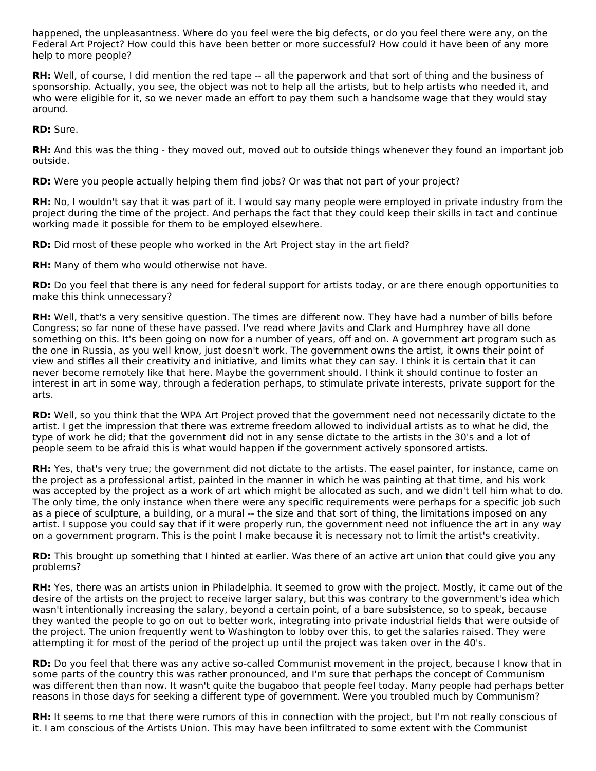happened, the unpleasantness. Where do you feel were the big defects, or do you feel there were any, on the Federal Art Project? How could this have been better or more successful? How could it have been of any more help to more people?

**RH:** Well, of course, I did mention the red tape -- all the paperwork and that sort of thing and the business of sponsorship. Actually, you see, the object was not to help all the artists, but to help artists who needed it, and who were eligible for it, so we never made an effort to pay them such a handsome wage that they would stay around.

**RD:** Sure.

**RH:** And this was the thing - they moved out, moved out to outside things whenever they found an important job outside.

**RD:** Were you people actually helping them find jobs? Or was that not part of your project?

**RH:** No, I wouldn't say that it was part of it. I would say many people were employed in private industry from the project during the time of the project. And perhaps the fact that they could keep their skills in tact and continue working made it possible for them to be employed elsewhere.

**RD:** Did most of these people who worked in the Art Project stay in the art field?

**RH:** Many of them who would otherwise not have.

**RD:** Do you feel that there is any need for federal support for artists today, or are there enough opportunities to make this think unnecessary?

**RH:** Well, that's a very sensitive question. The times are different now. They have had a number of bills before Congress; so far none of these have passed. I've read where Javits and Clark and Humphrey have all done something on this. It's been going on now for a number of years, off and on. A government art program such as the one in Russia, as you well know, just doesn't work. The government owns the artist, it owns their point of view and stifles all their creativity and initiative, and limits what they can say. I think it is certain that it can never become remotely like that here. Maybe the government should. I think it should continue to foster an interest in art in some way, through a federation perhaps, to stimulate private interests, private support for the arts.

**RD:** Well, so you think that the WPA Art Project proved that the government need not necessarily dictate to the artist. I get the impression that there was extreme freedom allowed to individual artists as to what he did, the type of work he did; that the government did not in any sense dictate to the artists in the 30's and a lot of people seem to be afraid this is what would happen if the government actively sponsored artists.

**RH:** Yes, that's very true; the government did not dictate to the artists. The easel painter, for instance, came on the project as a professional artist, painted in the manner in which he was painting at that time, and his work was accepted by the project as a work of art which might be allocated as such, and we didn't tell him what to do. The only time, the only instance when there were any specific requirements were perhaps for a specific job such as a piece of sculpture, a building, or a mural -- the size and that sort of thing, the limitations imposed on any artist. I suppose you could say that if it were properly run, the government need not influence the art in any way on a government program. This is the point I make because it is necessary not to limit the artist's creativity.

**RD:** This brought up something that I hinted at earlier. Was there of an active art union that could give you any problems?

**RH:** Yes, there was an artists union in Philadelphia. It seemed to grow with the project. Mostly, it came out of the desire of the artists on the project to receive larger salary, but this was contrary to the government's idea which wasn't intentionally increasing the salary, beyond a certain point, of a bare subsistence, so to speak, because they wanted the people to go on out to better work, integrating into private industrial fields that were outside of the project. The union frequently went to Washington to lobby over this, to get the salaries raised. They were attempting it for most of the period of the project up until the project was taken over in the 40's.

**RD:** Do you feel that there was any active so-called Communist movement in the project, because I know that in some parts of the country this was rather pronounced, and I'm sure that perhaps the concept of Communism was different then than now. It wasn't quite the bugaboo that people feel today. Many people had perhaps better reasons in those days for seeking a different type of government. Were you troubled much by Communism?

**RH:** It seems to me that there were rumors of this in connection with the project, but I'm not really conscious of it. I am conscious of the Artists Union. This may have been infiltrated to some extent with the Communist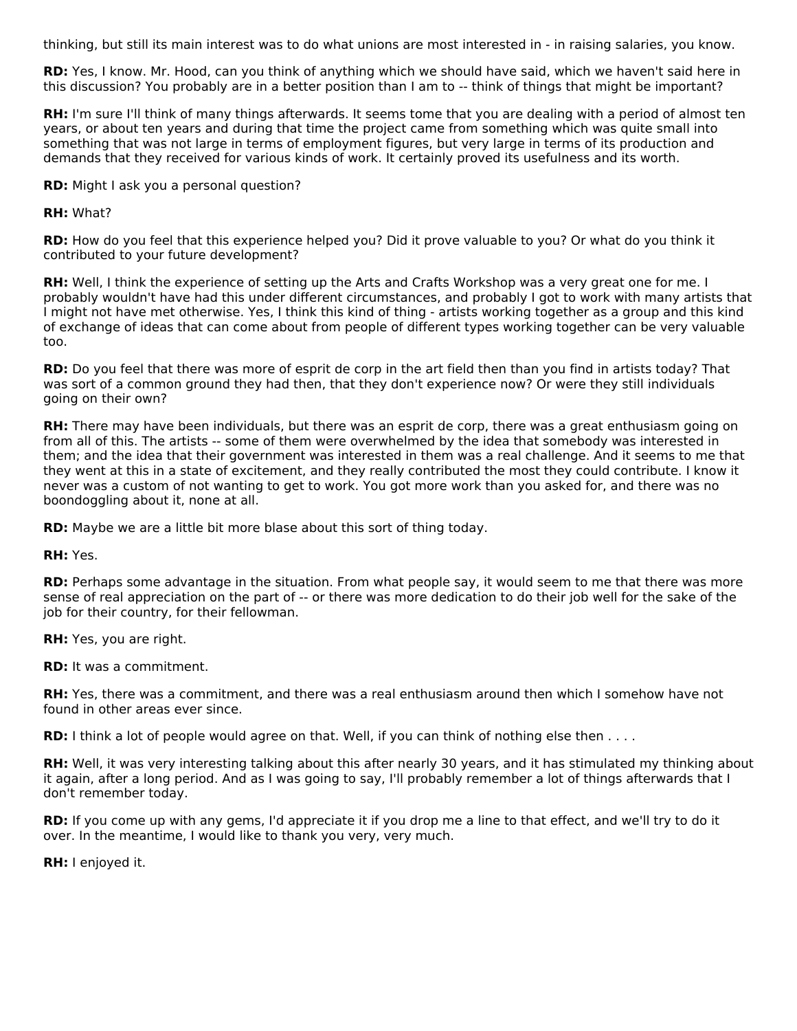thinking, but still its main interest was to do what unions are most interested in - in raising salaries, you know.

**RD:** Yes, I know. Mr. Hood, can you think of anything which we should have said, which we haven't said here in this discussion? You probably are in a better position than I am to -- think of things that might be important?

**RH:** I'm sure I'll think of many things afterwards. It seems tome that you are dealing with a period of almost ten years, or about ten years and during that time the project came from something which was quite small into something that was not large in terms of employment figures, but very large in terms of its production and demands that they received for various kinds of work. It certainly proved its usefulness and its worth.

**RD:** Might I ask you a personal question?

**RH:** What?

**RD:** How do you feel that this experience helped you? Did it prove valuable to you? Or what do you think it contributed to your future development?

**RH:** Well, I think the experience of setting up the Arts and Crafts Workshop was a very great one for me. I probably wouldn't have had this under different circumstances, and probably I got to work with many artists that I might not have met otherwise. Yes, I think this kind of thing - artists working together as a group and this kind of exchange of ideas that can come about from people of different types working together can be very valuable too.

**RD:** Do you feel that there was more of esprit de corp in the art field then than you find in artists today? That was sort of a common ground they had then, that they don't experience now? Or were they still individuals going on their own?

**RH:** There may have been individuals, but there was an esprit de corp, there was a great enthusiasm going on from all of this. The artists -- some of them were overwhelmed by the idea that somebody was interested in them; and the idea that their government was interested in them was a real challenge. And it seems to me that they went at this in a state of excitement, and they really contributed the most they could contribute. I know it never was a custom of not wanting to get to work. You got more work than you asked for, and there was no boondoggling about it, none at all.

**RD:** Maybe we are a little bit more blase about this sort of thing today.

**RH:** Yes.

**RD:** Perhaps some advantage in the situation. From what people say, it would seem to me that there was more sense of real appreciation on the part of -- or there was more dedication to do their job well for the sake of the job for their country, for their fellowman.

**RH:** Yes, you are right.

**RD:** It was a commitment.

**RH:** Yes, there was a commitment, and there was a real enthusiasm around then which I somehow have not found in other areas ever since.

**RD:** I think a lot of people would agree on that. Well, if you can think of nothing else then . . . .

**RH:** Well, it was very interesting talking about this after nearly 30 years, and it has stimulated my thinking about it again, after a long period. And as I was going to say, I'll probably remember a lot of things afterwards that I don't remember today.

**RD:** If you come up with any gems, I'd appreciate it if you drop me a line to that effect, and we'll try to do it over. In the meantime, I would like to thank you very, very much.

**RH:** I enjoyed it.